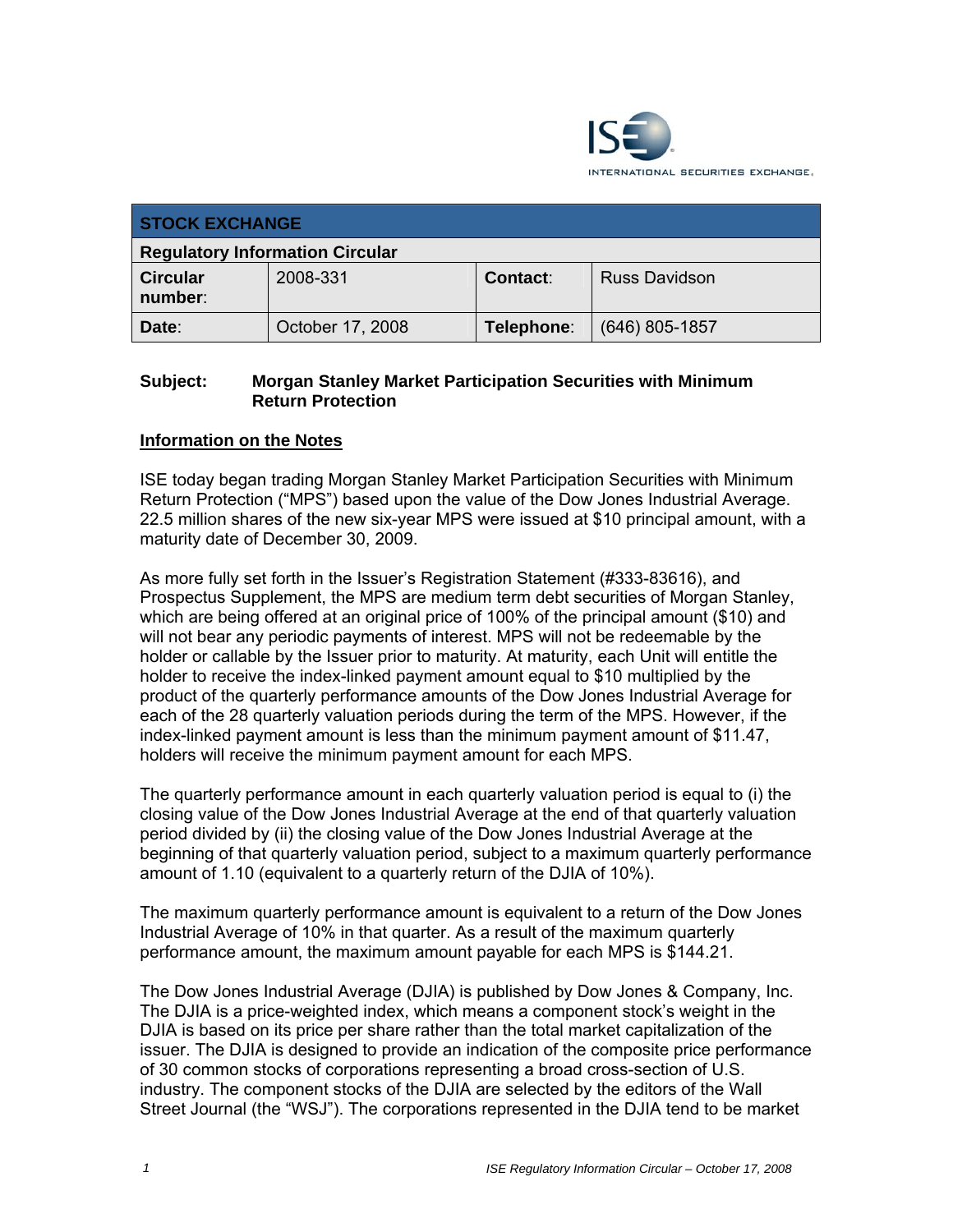**STOCK EXCHANGE**

**Regulatory Information Circular**

| **Circular number**: | 2008-331 | **Contact**: | Russ Davidson |
|---|---|---|---|
| **Date**: | October 17, 2008 | **Telephone**: | (646) 805-1857 |

**Subject: Morgan Stanley Market Participation Securities with Minimum Return Protection**

## Information on the Notes

ISE today began trading Morgan Stanley Market Participation Securities with Minimum Return Protection ("MPS") based upon the value of the Dow Jones Industrial Average. 22.5 million shares of the new six-year MPS were issued at $10 principal amount, with a maturity date of December 30, 2009.

As more fully set forth in the Issuer's Registration Statement (#333-83616), and Prospectus Supplement, the MPS are medium term debt securities of Morgan Stanley, which are being offered at an original price of 100% of the principal amount ($10) and will not bear any periodic payments of interest. MPS will not be redeemable by the holder or callable by the Issuer prior to maturity. At maturity, each Unit will entitle the holder to receive the index-linked payment amount equal to $10 multiplied by the product of the quarterly performance amounts of the Dow Jones Industrial Average for each of the 28 quarterly valuation periods during the term of the MPS. However, if the index-linked payment amount is less than the minimum payment amount of $11.47, holders will receive the minimum payment amount for each MPS.

The quarterly performance amount in each quarterly valuation period is equal to (i) the closing value of the Dow Jones Industrial Average at the end of that quarterly valuation period divided by (ii) the closing value of the Dow Jones Industrial Average at the beginning of that quarterly valuation period, subject to a maximum quarterly performance amount of 1.10 (equivalent to a quarterly return of the DJIA of 10%).

The maximum quarterly performance amount is equivalent to a return of the Dow Jones Industrial Average of 10% in that quarter. As a result of the maximum quarterly performance amount, the maximum amount payable for each MPS is $144.21.

The Dow Jones Industrial Average (DJIA) is published by Dow Jones & Company, Inc. The DJIA is a price-weighted index, which means a component stock's weight in the DJIA is based on its price per share rather than the total market capitalization of the issuer. The DJIA is designed to provide an indication of the composite price performance of 30 common stocks of corporations representing a broad cross-section of U.S. industry. The component stocks of the DJIA are selected by the editors of the Wall Street Journal (the "WSJ"). The corporations represented in the DJIA tend to be market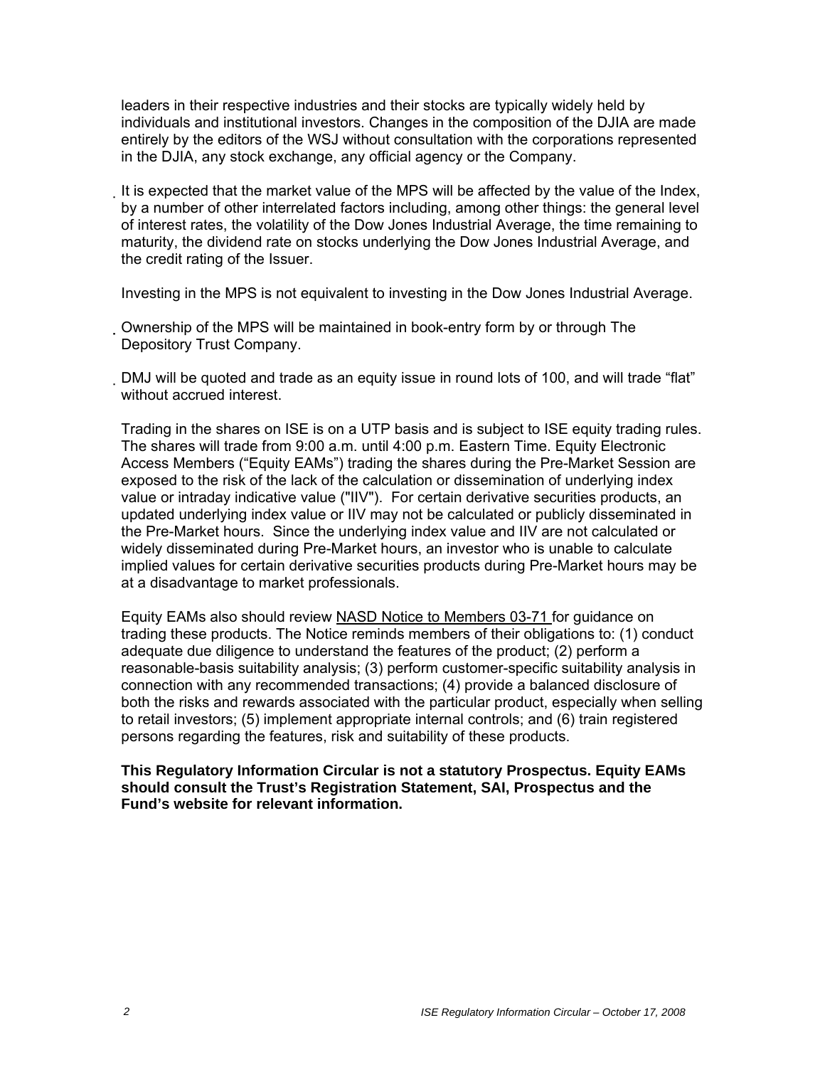leaders in their respective industries and their stocks are typically widely held by individuals and institutional investors. Changes in the composition of the DJIA are made entirely by the editors of the WSJ without consultation with the corporations represented in the DJIA, any stock exchange, any official agency or the Company.

- It is expected that the market value of the MPS will be affected by the value of the Index, by a number of other interrelated factors including, among other things: the general level of interest rates, the volatility of the Dow Jones Industrial Average, the time remaining to maturity, the dividend rate on stocks underlying the Dow Jones Industrial Average, and the credit rating of the Issuer.

  Investing in the MPS is not equivalent to investing in the Dow Jones Industrial Average.

- Ownership of the MPS will be maintained in book-entry form by or through The Depository Trust Company.

- DMJ will be quoted and trade as an equity issue in round lots of 100, and will trade "flat" without accrued interest.

Trading in the shares on ISE is on a UTP basis and is subject to ISE equity trading rules. The shares will trade from 9:00 a.m. until 4:00 p.m. Eastern Time. Equity Electronic Access Members ("Equity EAMs") trading the shares during the Pre-Market Session are exposed to the risk of the lack of the calculation or dissemination of underlying index value or intraday indicative value ("IIV"). For certain derivative securities products, an updated underlying index value or IIV may not be calculated or publicly disseminated in the Pre-Market hours. Since the underlying index value and IIV are not calculated or widely disseminated during Pre-Market hours, an investor who is unable to calculate implied values for certain derivative securities products during Pre-Market hours may be at a disadvantage to market professionals.

Equity EAMs also should review NASD Notice to Members 03-71 for guidance on trading these products. The Notice reminds members of their obligations to: (1) conduct adequate due diligence to understand the features of the product; (2) perform a reasonable-basis suitability analysis; (3) perform customer-specific suitability analysis in connection with any recommended transactions; (4) provide a balanced disclosure of both the risks and rewards associated with the particular product, especially when selling to retail investors; (5) implement appropriate internal controls; and (6) train registered persons regarding the features, risk and suitability of these products.

**This Regulatory Information Circular is not a statutory Prospectus. Equity EAMs should consult the Trust's Registration Statement, SAI, Prospectus and the Fund's website for relevant information.**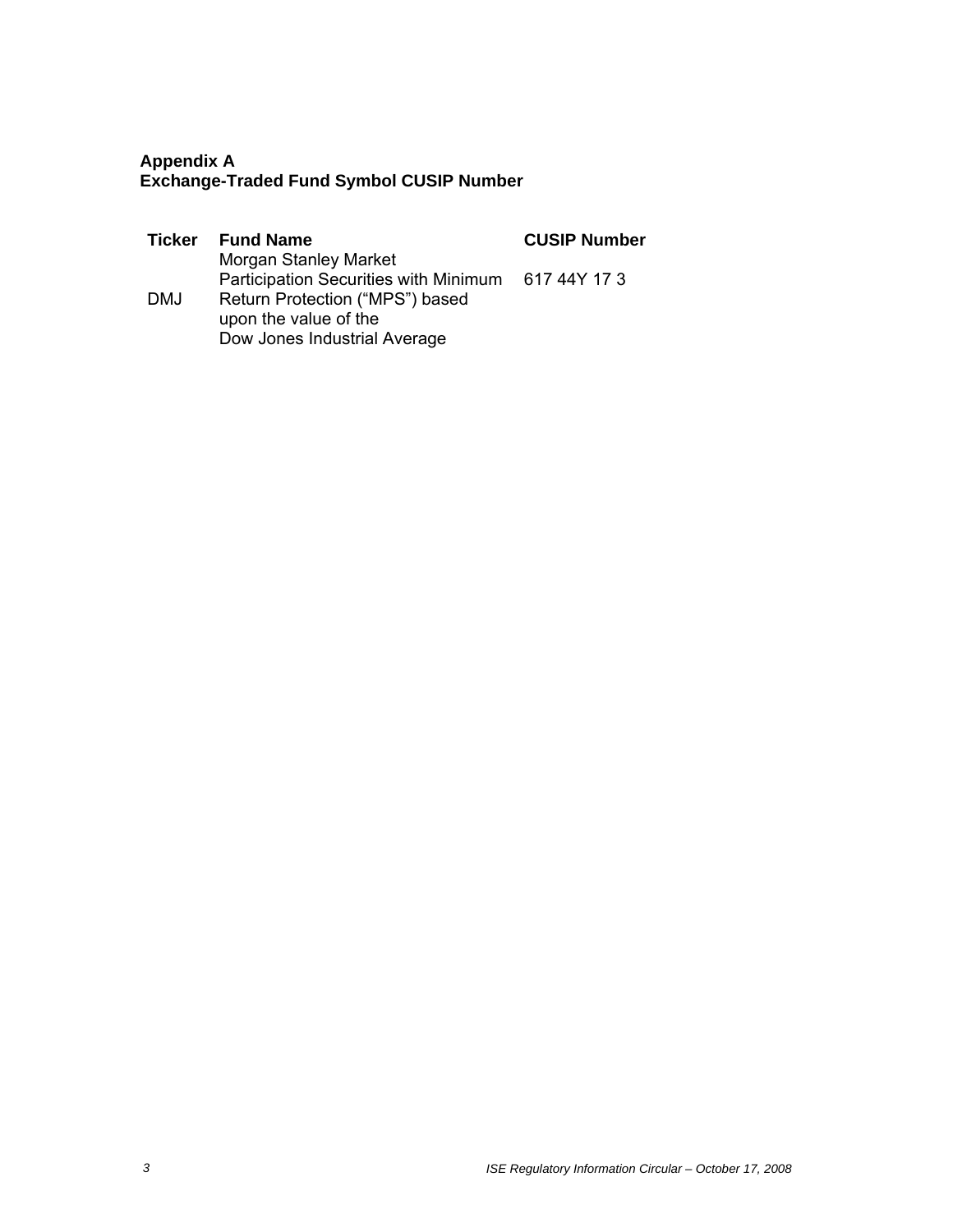**Appendix A**
**Exchange-Traded Fund Symbol CUSIP Number**

| Ticker | Fund Name | CUSIP Number |
|---|---|---|
| DMJ | Morgan Stanley Market Participation Securities with Minimum Return Protection (“MPS”) based upon the value of the Dow Jones Industrial Average | 617 44Y 17 3 |